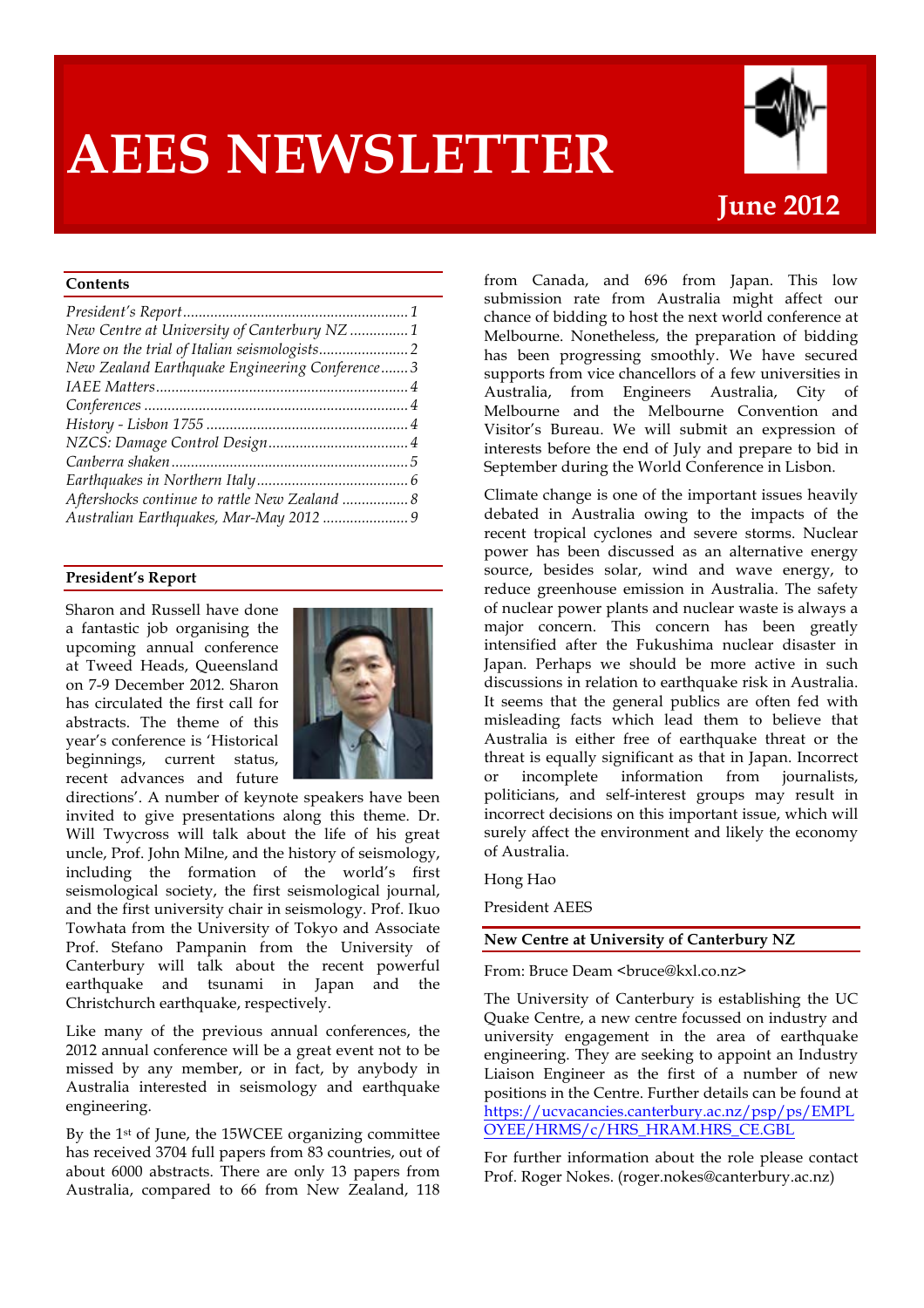# AEES NEWSLETTER

**June 2012**

## Contents

*President's Report* ........ 1
*New Centre at University of Canterbury NZ* ........ 1
*More on the trial of Italian seismologists* ........ 2
*New Zealand Earthquake Engineering Conference* ........ 3
*IAEE Matters* ........ 4
*Conferences* ........ 4
*History - Lisbon 1755* ........ 4
*NZCS: Damage Control Design* ........ 4
*Canberra shaken* ........ 5
*Earthquakes in Northern Italy* ........ 6
*Aftershocks continue to rattle New Zealand* ........ 8
*Australian Earthquakes, Mar-May 2012* ........ 9

## President's Report

Sharon and Russell have done a fantastic job organising the upcoming annual conference at Tweed Heads, Queensland on 7-9 December 2012. Sharon has circulated the first call for abstracts. The theme of this year's conference is 'Historical beginnings, current status, recent advances and future directions'. A number of keynote speakers have been invited to give presentations along this theme. Dr. Will Twycross will talk about the life of his great uncle, Prof. John Milne, and the history of seismology, including the formation of the world's first seismological society, the first seismological journal, and the first university chair in seismology. Prof. Ikuo Towhata from the University of Tokyo and Associate Prof. Stefano Pampanin from the University of Canterbury will talk about the recent powerful earthquake and tsunami in Japan and the Christchurch earthquake, respectively.

Like many of the previous annual conferences, the 2012 annual conference will be a great event not to be missed by any member, or in fact, by anybody in Australia interested in seismology and earthquake engineering.

By the 1st of June, the 15WCEE organizing committee has received 3704 full papers from 83 countries, out of about 6000 abstracts. There are only 13 papers from Australia, compared to 66 from New Zealand, 118 from Canada, and 696 from Japan. This low submission rate from Australia might affect our chance of bidding to host the next world conference at Melbourne. Nonetheless, the preparation of bidding has been progressing smoothly. We have secured supports from vice chancellors of a few universities in Australia, from Engineers Australia, City of Melbourne and the Melbourne Convention and Visitor's Bureau. We will submit an expression of interests before the end of July and prepare to bid in September during the World Conference in Lisbon.

Climate change is one of the important issues heavily debated in Australia owing to the impacts of the recent tropical cyclones and severe storms. Nuclear power has been discussed as an alternative energy source, besides solar, wind and wave energy, to reduce greenhouse emission in Australia. The safety of nuclear power plants and nuclear waste is always a major concern. This concern has been greatly intensified after the Fukushima nuclear disaster in Japan. Perhaps we should be more active in such discussions in relation to earthquake risk in Australia. It seems that the general publics are often fed with misleading facts which lead them to believe that Australia is either free of earthquake threat or the threat is equally significant as that in Japan. Incorrect or incomplete information from journalists, politicians, and self-interest groups may result in incorrect decisions on this important issue, which will surely affect the environment and likely the economy of Australia.

Hong Hao

President AEES

## New Centre at University of Canterbury NZ

From: Bruce Deam <bruce@kxl.co.nz>

The University of Canterbury is establishing the UC Quake Centre, a new centre focussed on industry and university engagement in the area of earthquake engineering. They are seeking to appoint an Industry Liaison Engineer as the first of a number of new positions in the Centre. Further details can be found at https://ucvacancies.canterbury.ac.nz/psp/ps/EMPLOYEE/HRMS/c/HRS_HRAM.HRS_CE.GBL

For further information about the role please contact Prof. Roger Nokes. (roger.nokes@canterbury.ac.nz)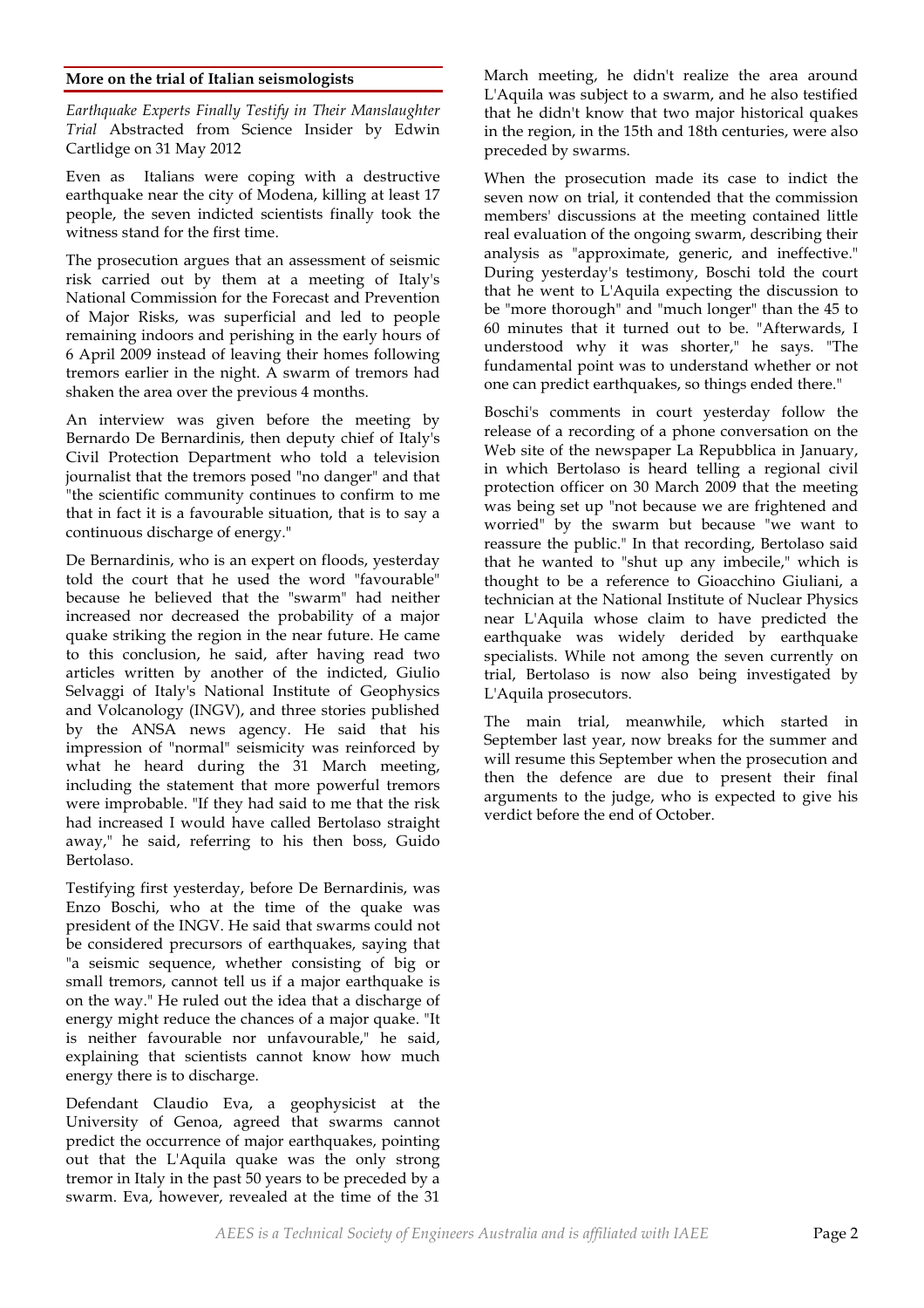### More on the trial of Italian seismologists

*Earthquake Experts Finally Testify in Their Manslaughter Trial* Abstracted from Science Insider by Edwin Cartlidge on 31 May 2012

Even as Italians were coping with a destructive earthquake near the city of Modena, killing at least 17 people, the seven indicted scientists finally took the witness stand for the first time.

The prosecution argues that an assessment of seismic risk carried out by them at a meeting of Italy's National Commission for the Forecast and Prevention of Major Risks, was superficial and led to people remaining indoors and perishing in the early hours of 6 April 2009 instead of leaving their homes following tremors earlier in the night. A swarm of tremors had shaken the area over the previous 4 months.

An interview was given before the meeting by Bernardo De Bernardinis, then deputy chief of Italy's Civil Protection Department who told a television journalist that the tremors posed "no danger" and that "the scientific community continues to confirm to me that in fact it is a favourable situation, that is to say a continuous discharge of energy."

De Bernardinis, who is an expert on floods, yesterday told the court that he used the word "favourable" because he believed that the "swarm" had neither increased nor decreased the probability of a major quake striking the region in the near future. He came to this conclusion, he said, after having read two articles written by another of the indicted, Giulio Selvaggi of Italy's National Institute of Geophysics and Volcanology (INGV), and three stories published by the ANSA news agency. He said that his impression of "normal" seismicity was reinforced by what he heard during the 31 March meeting, including the statement that more powerful tremors were improbable. "If they had said to me that the risk had increased I would have called Bertolaso straight away," he said, referring to his then boss, Guido Bertolaso.

Testifying first yesterday, before De Bernardinis, was Enzo Boschi, who at the time of the quake was president of the INGV. He said that swarms could not be considered precursors of earthquakes, saying that "a seismic sequence, whether consisting of big or small tremors, cannot tell us if a major earthquake is on the way." He ruled out the idea that a discharge of energy might reduce the chances of a major quake. "It is neither favourable nor unfavourable," he said, explaining that scientists cannot know how much energy there is to discharge.

Defendant Claudio Eva, a geophysicist at the University of Genoa, agreed that swarms cannot predict the occurrence of major earthquakes, pointing out that the L'Aquila quake was the only strong tremor in Italy in the past 50 years to be preceded by a swarm. Eva, however, revealed at the time of the 31 March meeting, he didn't realize the area around L'Aquila was subject to a swarm, and he also testified that he didn't know that two major historical quakes in the region, in the 15th and 18th centuries, were also preceded by swarms.

When the prosecution made its case to indict the seven now on trial, it contended that the commission members' discussions at the meeting contained little real evaluation of the ongoing swarm, describing their analysis as "approximate, generic, and ineffective." During yesterday's testimony, Boschi told the court that he went to L'Aquila expecting the discussion to be "more thorough" and "much longer" than the 45 to 60 minutes that it turned out to be. "Afterwards, I understood why it was shorter," he says. "The fundamental point was to understand whether or not one can predict earthquakes, so things ended there."

Boschi's comments in court yesterday follow the release of a recording of a phone conversation on the Web site of the newspaper La Repubblica in January, in which Bertolaso is heard telling a regional civil protection officer on 30 March 2009 that the meeting was being set up "not because we are frightened and worried" by the swarm but because "we want to reassure the public." In that recording, Bertolaso said that he wanted to "shut up any imbecile," which is thought to be a reference to Gioacchino Giuliani, a technician at the National Institute of Nuclear Physics near L'Aquila whose claim to have predicted the earthquake was widely derided by earthquake specialists. While not among the seven currently on trial, Bertolaso is now also being investigated by L'Aquila prosecutors.

The main trial, meanwhile, which started in September last year, now breaks for the summer and will resume this September when the prosecution and then the defence are due to present their final arguments to the judge, who is expected to give his verdict before the end of October.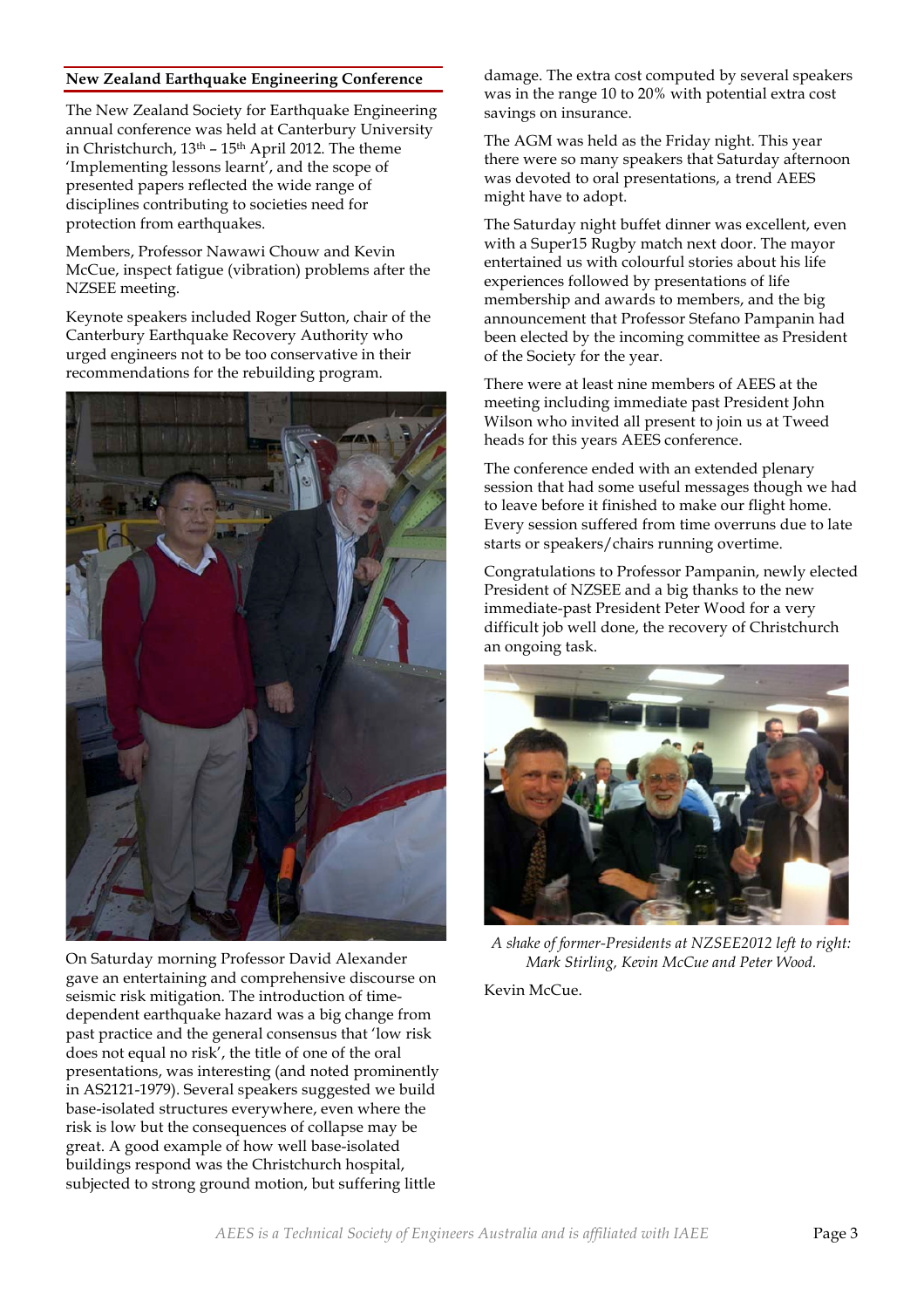## New Zealand Earthquake Engineering Conference

The New Zealand Society for Earthquake Engineering annual conference was held at Canterbury University in Christchurch, 13th – 15th April 2012. The theme 'Implementing lessons learnt', and the scope of presented papers reflected the wide range of disciplines contributing to societies need for protection from earthquakes.

Members, Professor Nawawi Chouw and Kevin McCue, inspect fatigue (vibration) problems after the NZSEE meeting.

Keynote speakers included Roger Sutton, chair of the Canterbury Earthquake Recovery Authority who urged engineers not to be too conservative in their recommendations for the rebuilding program.

On Saturday morning Professor David Alexander gave an entertaining and comprehensive discourse on seismic risk mitigation. The introduction of time-dependent earthquake hazard was a big change from past practice and the general consensus that 'low risk does not equal no risk', the title of one of the oral presentations, was interesting (and noted prominently in AS2121-1979). Several speakers suggested we build base-isolated structures everywhere, even where the risk is low but the consequences of collapse may be great. A good example of how well base-isolated buildings respond was the Christchurch hospital, subjected to strong ground motion, but suffering little damage. The extra cost computed by several speakers was in the range 10 to 20% with potential extra cost savings on insurance.

The AGM was held as the Friday night. This year there were so many speakers that Saturday afternoon was devoted to oral presentations, a trend AEES might have to adopt.

The Saturday night buffet dinner was excellent, even with a Super15 Rugby match next door. The mayor entertained us with colourful stories about his life experiences followed by presentations of life membership and awards to members, and the big announcement that Professor Stefano Pampanin had been elected by the incoming committee as President of the Society for the year.

There were at least nine members of AEES at the meeting including immediate past President John Wilson who invited all present to join us at Tweed heads for this years AEES conference.

The conference ended with an extended plenary session that had some useful messages though we had to leave before it finished to make our flight home. Every session suffered from time overruns due to late starts or speakers/chairs running overtime.

Congratulations to Professor Pampanin, newly elected President of NZSEE and a big thanks to the new immediate-past President Peter Wood for a very difficult job well done, the recovery of Christchurch an ongoing task.

*A shake of former-Presidents at NZSEE2012 left to right: Mark Stirling, Kevin McCue and Peter Wood.*

Kevin McCue.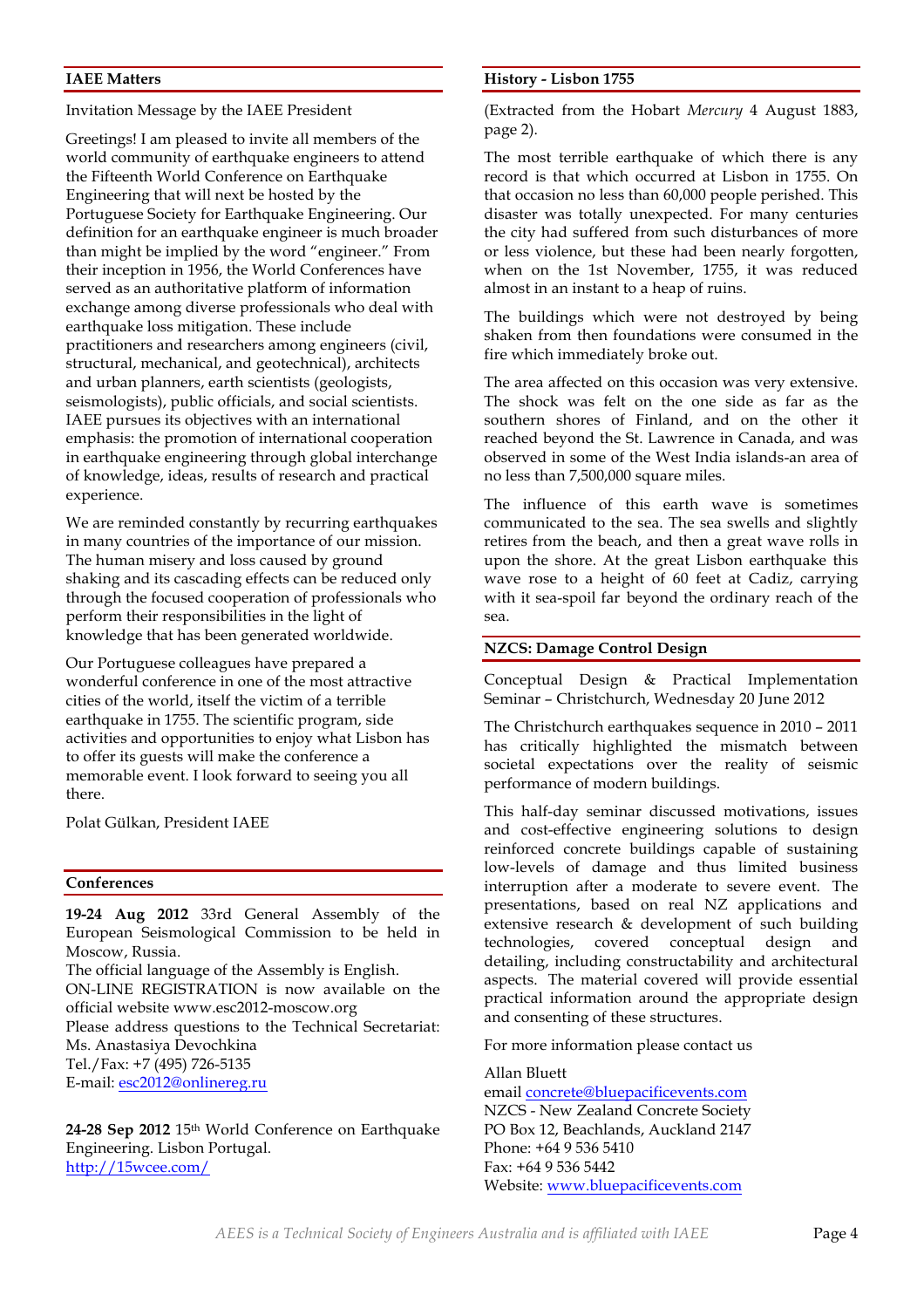## IAEE Matters

Invitation Message by the IAEE President

Greetings! I am pleased to invite all members of the world community of earthquake engineers to attend the Fifteenth World Conference on Earthquake Engineering that will next be hosted by the Portuguese Society for Earthquake Engineering. Our definition for an earthquake engineer is much broader than might be implied by the word "engineer." From their inception in 1956, the World Conferences have served as an authoritative platform of information exchange among diverse professionals who deal with earthquake loss mitigation. These include practitioners and researchers among engineers (civil, structural, mechanical, and geotechnical), architects and urban planners, earth scientists (geologists, seismologists), public officials, and social scientists. IAEE pursues its objectives with an international emphasis: the promotion of international cooperation in earthquake engineering through global interchange of knowledge, ideas, results of research and practical experience.

We are reminded constantly by recurring earthquakes in many countries of the importance of our mission. The human misery and loss caused by ground shaking and its cascading effects can be reduced only through the focused cooperation of professionals who perform their responsibilities in the light of knowledge that has been generated worldwide.

Our Portuguese colleagues have prepared a wonderful conference in one of the most attractive cities of the world, itself the victim of a terrible earthquake in 1755. The scientific program, side activities and opportunities to enjoy what Lisbon has to offer its guests will make the conference a memorable event. I look forward to seeing you all there.

Polat Gülkan, President IAEE

## Conferences

**19-24 Aug 2012** 33rd General Assembly of the European Seismological Commission to be held in Moscow, Russia.
The official language of the Assembly is English.
ON-LINE REGISTRATION is now available on the official website www.esc2012-moscow.org
Please address questions to the Technical Secretariat:
Ms. Anastasiya Devochkina
Tel./Fax: +7 (495) 726-5135
E-mail: esc2012@onlinereg.ru

**24-28 Sep 2012** 15th World Conference on Earthquake Engineering. Lisbon Portugal.
http://15wcee.com/

## History - Lisbon 1755

(Extracted from the Hobart *Mercury* 4 August 1883, page 2).

The most terrible earthquake of which there is any record is that which occurred at Lisbon in 1755. On that occasion no less than 60,000 people perished. This disaster was totally unexpected. For many centuries the city had suffered from such disturbances of more or less violence, but these had been nearly forgotten, when on the 1st November, 1755, it was reduced almost in an instant to a heap of ruins.

The buildings which were not destroyed by being shaken from then foundations were consumed in the fire which immediately broke out.

The area affected on this occasion was very extensive. The shock was felt on the one side as far as the southern shores of Finland, and on the other it reached beyond the St. Lawrence in Canada, and was observed in some of the West India islands-an area of no less than 7,500,000 square miles.

The influence of this earth wave is sometimes communicated to the sea. The sea swells and slightly retires from the beach, and then a great wave rolls in upon the shore. At the great Lisbon earthquake this wave rose to a height of 60 feet at Cadiz, carrying with it sea-spoil far beyond the ordinary reach of the sea.

## NZCS: Damage Control Design

Conceptual Design & Practical Implementation Seminar – Christchurch, Wednesday 20 June 2012

The Christchurch earthquakes sequence in 2010 – 2011 has critically highlighted the mismatch between societal expectations over the reality of seismic performance of modern buildings.

This half-day seminar discussed motivations, issues and cost-effective engineering solutions to design reinforced concrete buildings capable of sustaining low-levels of damage and thus limited business interruption after a moderate to severe event. The presentations, based on real NZ applications and extensive research & development of such building technologies, covered conceptual design and detailing, including constructability and architectural aspects. The material covered will provide essential practical information around the appropriate design and consenting of these structures.

For more information please contact us

Allan Bluett
email concrete@bluepacificevents.com
NZCS - New Zealand Concrete Society
PO Box 12, Beachlands, Auckland 2147
Phone: +64 9 536 5410
Fax: +64 9 536 5442
Website: www.bluepacificevents.com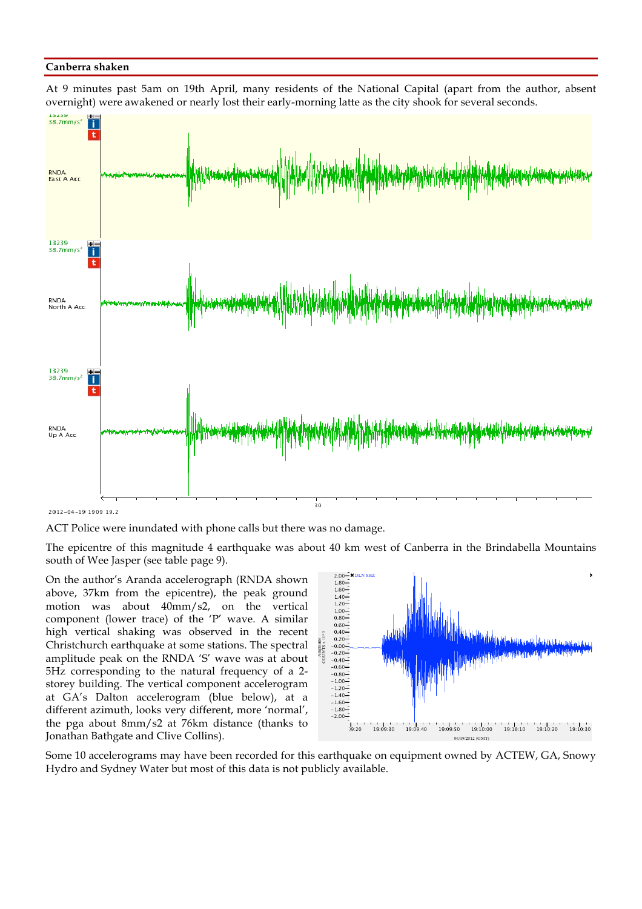## Canberra shaken

At 9 minutes past 5am on 19th April, many residents of the National Capital (apart from the author, absent overnight) were awakened or nearly lost their early-morning latte as the city shook for several seconds.

ACT Police were inundated with phone calls but there was no damage.

The epicentre of this magnitude 4 earthquake was about 40 km west of Canberra in the Brindabella Mountains south of Wee Jasper (see table page 9).

On the author's Aranda accelerograph (RNDA shown above, 37km from the epicentre), the peak ground motion was about 40mm/s2, on the vertical component (lower trace) of the 'P' wave. A similar high vertical shaking was observed in the recent Christchurch earthquake at some stations. The spectral amplitude peak on the RNDA 'S' wave was at about 5Hz corresponding to the natural frequency of a 2-storey building. The vertical component accelerogram at GA's Dalton accelerogram (blue below), at a different azimuth, looks very different, more 'normal', the pga about 8mm/s2 at 76km distance (thanks to Jonathan Bathgate and Clive Collins).

Some 10 accelerograms may have been recorded for this earthquake on equipment owned by ACTEW, GA, Snowy Hydro and Sydney Water but most of this data is not publicly available.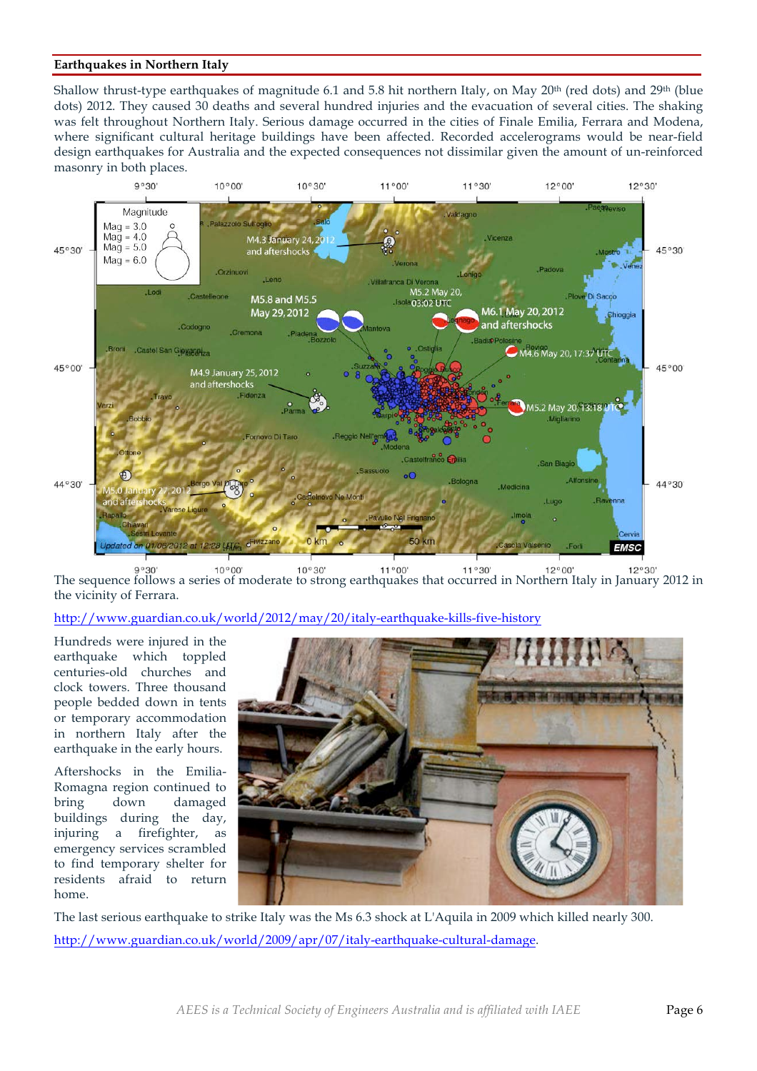## Earthquakes in Northern Italy

Shallow thrust-type earthquakes of magnitude 6.1 and 5.8 hit northern Italy, on May 20th (red dots) and 29th (blue dots) 2012. They caused 30 deaths and several hundred injuries and the evacuation of several cities. The shaking was felt throughout Northern Italy. Serious damage occurred in the cities of Finale Emilia, Ferrara and Modena, where significant cultural heritage buildings have been affected. Recorded accelerograms would be near-field design earthquakes for Australia and the expected consequences not dissimilar given the amount of un-reinforced masonry in both places.

The sequence follows a series of moderate to strong earthquakes that occurred in Northern Italy in January 2012 in the vicinity of Ferrara.

http://www.guardian.co.uk/world/2012/may/20/italy-earthquake-kills-five-history

Hundreds were injured in the earthquake which toppled centuries-old churches and clock towers. Three thousand people bedded down in tents or temporary accommodation in northern Italy after the earthquake in the early hours.

Aftershocks in the Emilia-Romagna region continued to bring down damaged buildings during the day, injuring a firefighter, as emergency services scrambled to find temporary shelter for residents afraid to return home.

The last serious earthquake to strike Italy was the Ms 6.3 shock at L'Aquila in 2009 which killed nearly 300.

http://www.guardian.co.uk/world/2009/apr/07/italy-earthquake-cultural-damage.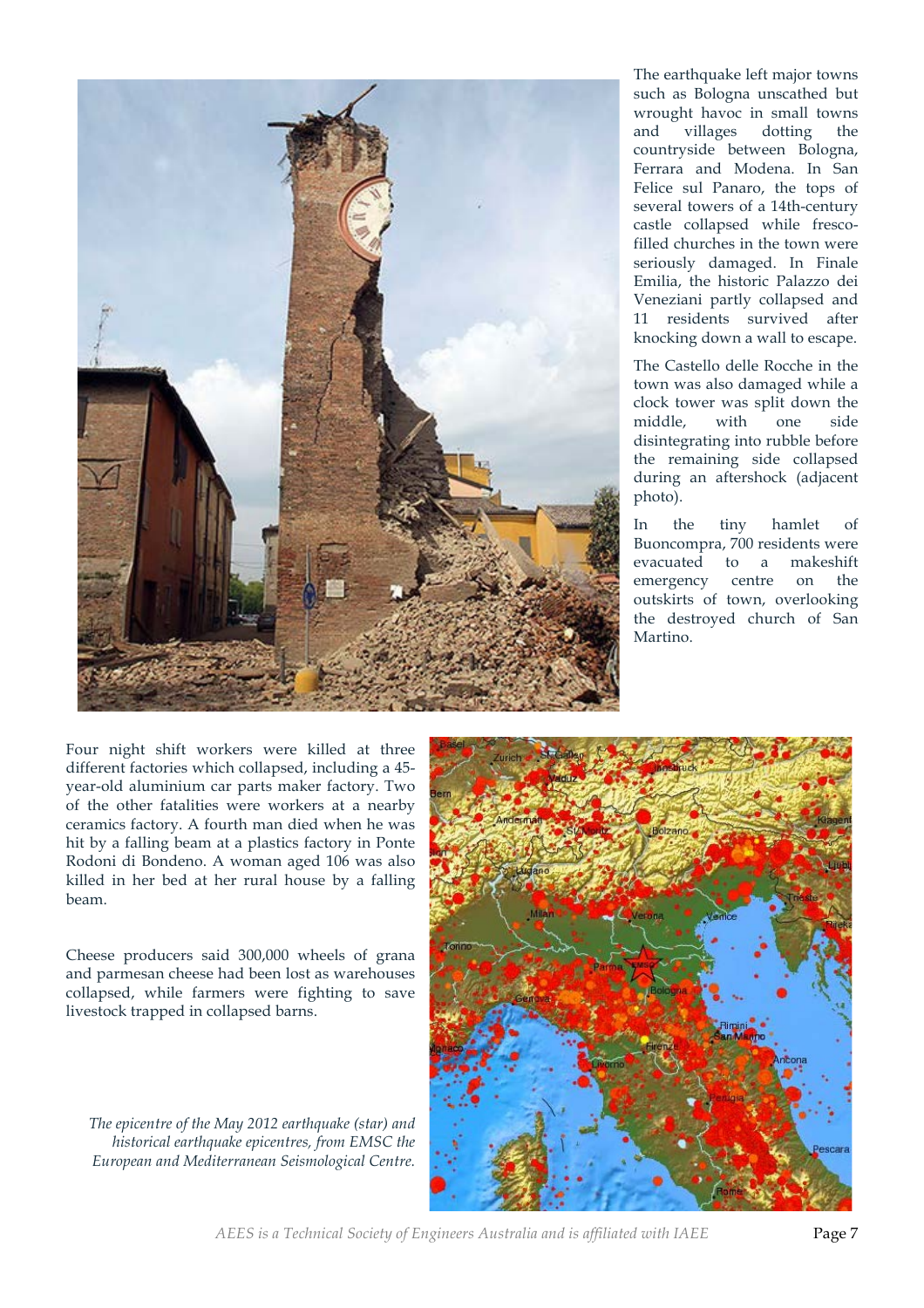The earthquake left major towns such as Bologna unscathed but wrought havoc in small towns and villages dotting the countryside between Bologna, Ferrara and Modena. In San Felice sul Panaro, the tops of several towers of a 14th-century castle collapsed while fresco-filled churches in the town were seriously damaged. In Finale Emilia, the historic Palazzo dei Veneziani partly collapsed and 11 residents survived after knocking down a wall to escape.

The Castello delle Rocche in the town was also damaged while a clock tower was split down the middle, with one side disintegrating into rubble before the remaining side collapsed during an aftershock (adjacent photo).

In the tiny hamlet of Buoncompra, 700 residents were evacuated to a makeshift emergency centre on the outskirts of town, overlooking the destroyed church of San Martino.

Four night shift workers were killed at three different factories which collapsed, including a 45-year-old aluminium car parts maker factory. Two of the other fatalities were workers at a nearby ceramics factory. A fourth man died when he was hit by a falling beam at a plastics factory in Ponte Rodoni di Bondeno. A woman aged 106 was also killed in her bed at her rural house by a falling beam.

Cheese producers said 300,000 wheels of grana and parmesan cheese had been lost as warehouses collapsed, while farmers were fighting to save livestock trapped in collapsed barns.

*The epicentre of the May 2012 earthquake (star) and historical earthquake epicentres, from EMSC the European and Mediterranean Seismological Centre.*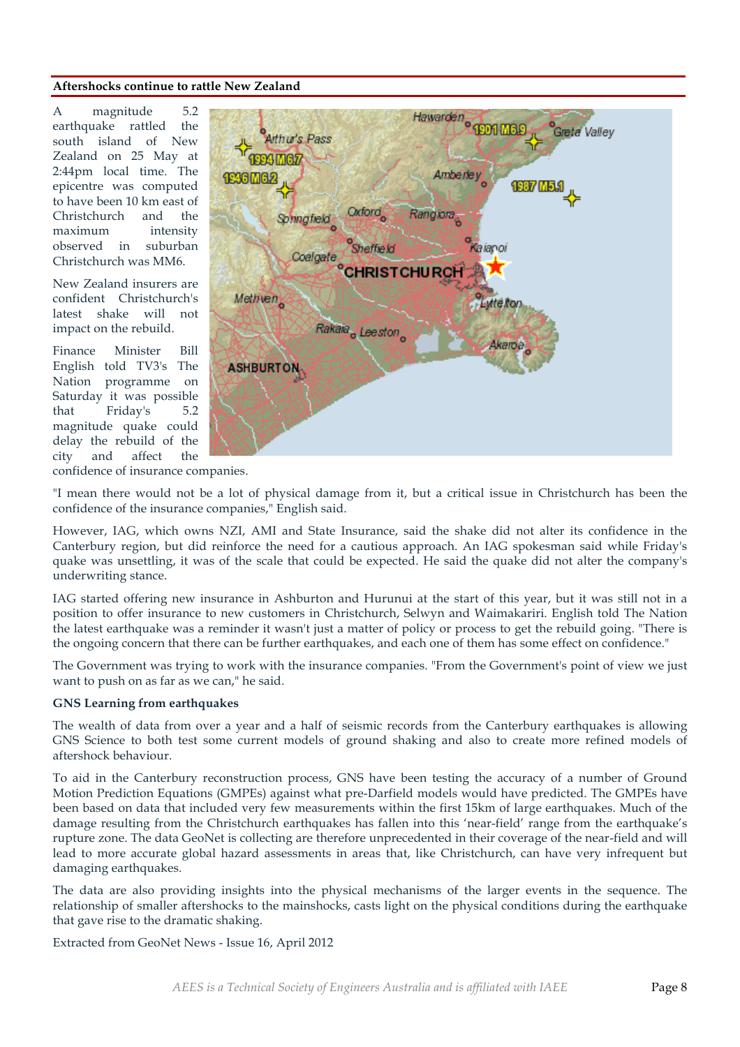## Aftershocks continue to rattle New Zealand

A magnitude 5.2 earthquake rattled the south island of New Zealand on 25 May at 2:44pm local time. The epicentre was computed to have been 10 km east of Christchurch and the maximum intensity observed in suburban Christchurch was MM6.

New Zealand insurers are confident Christchurch's latest shake will not impact on the rebuild.

Finance Minister Bill English told TV3's The Nation programme on Saturday it was possible that Friday's 5.2 magnitude quake could delay the rebuild of the city and affect the confidence of insurance companies.

"I mean there would not be a lot of physical damage from it, but a critical issue in Christchurch has been the confidence of the insurance companies," English said.

However, IAG, which owns NZI, AMI and State Insurance, said the shake did not alter its confidence in the Canterbury region, but did reinforce the need for a cautious approach. An IAG spokesman said while Friday's quake was unsettling, it was of the scale that could be expected. He said the quake did not alter the company's underwriting stance.

IAG started offering new insurance in Ashburton and Hurunui at the start of this year, but it was still not in a position to offer insurance to new customers in Christchurch, Selwyn and Waimakariri. English told The Nation the latest earthquake was a reminder it wasn't just a matter of policy or process to get the rebuild going. "There is the ongoing concern that there can be further earthquakes, and each one of them has some effect on confidence."

The Government was trying to work with the insurance companies. "From the Government's point of view we just want to push on as far as we can," he said.

### GNS Learning from earthquakes

The wealth of data from over a year and a half of seismic records from the Canterbury earthquakes is allowing GNS Science to both test some current models of ground shaking and also to create more refined models of aftershock behaviour.

To aid in the Canterbury reconstruction process, GNS have been testing the accuracy of a number of Ground Motion Prediction Equations (GMPEs) against what pre-Darfield models would have predicted. The GMPEs have been based on data that included very few measurements within the first 15km of large earthquakes. Much of the damage resulting from the Christchurch earthquakes has fallen into this 'near-field' range from the earthquake's rupture zone. The data GeoNet is collecting are therefore unprecedented in their coverage of the near-field and will lead to more accurate global hazard assessments in areas that, like Christchurch, can have very infrequent but damaging earthquakes.

The data are also providing insights into the physical mechanisms of the larger events in the sequence. The relationship of smaller aftershocks to the mainshocks, casts light on the physical conditions during the earthquake that gave rise to the dramatic shaking.

Extracted from GeoNet News - Issue 16, April 2012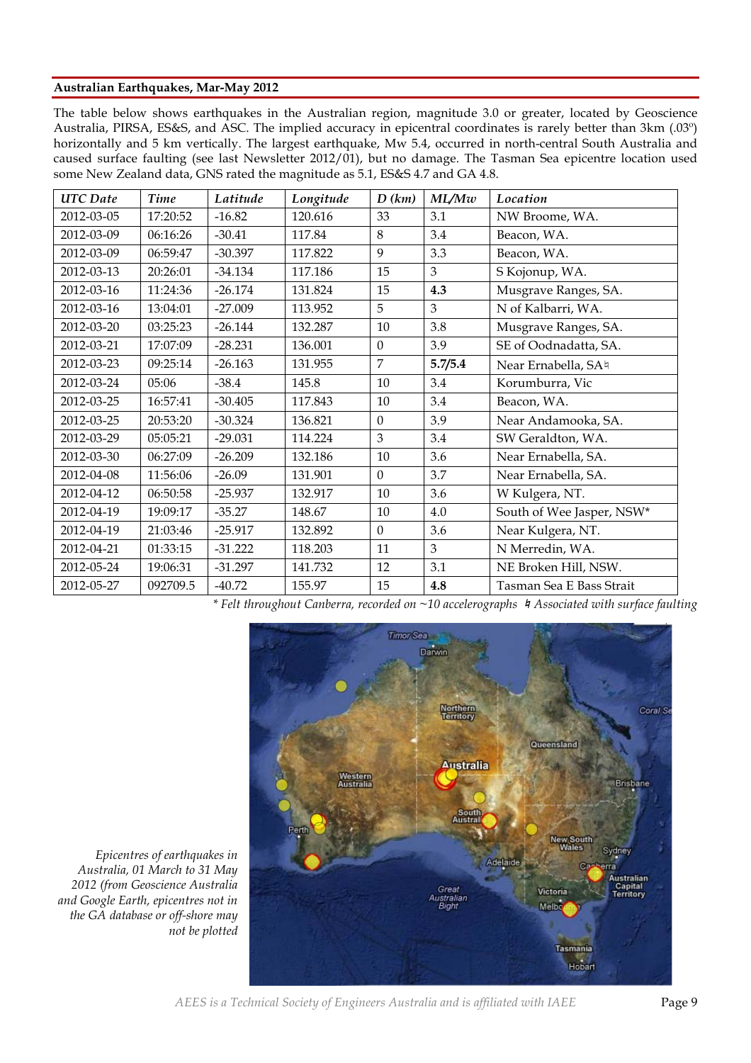## Australian Earthquakes, Mar-May 2012

The table below shows earthquakes in the Australian region, magnitude 3.0 or greater, located by Geoscience Australia, PIRSA, ES&S, and ASC. The implied accuracy in epicentral coordinates is rarely better than 3km (.03°) horizontally and 5 km vertically. The largest earthquake, Mw 5.4, occurred in north-central South Australia and caused surface faulting (see last Newsletter 2012/01), but no damage. The Tasman Sea epicentre location used some New Zealand data, GNS rated the magnitude as 5.1, ES&S 4.7 and GA 4.8.

| *UTC Date* | *Time* | *Latitude* | *Longitude* | *D (km)* | *ML/Mw* | *Location* |
|---|---|---|---|---|---|---|
| 2012-03-05 | 17:20:52 | -16.82 | 120.616 | 33 | 3.1 | NW Broome, WA. |
| 2012-03-09 | 06:16:26 | -30.41 | 117.84 | 8 | 3.4 | Beacon, WA. |
| 2012-03-09 | 06:59:47 | -30.397 | 117.822 | 9 | 3.3 | Beacon, WA. |
| 2012-03-13 | 20:26:01 | -34.134 | 117.186 | 15 | 3 | S Kojonup, WA. |
| 2012-03-16 | 11:24:36 | -26.174 | 131.824 | 15 | **4.3** | Musgrave Ranges, SA. |
| 2012-03-16 | 13:04:01 | -27.009 | 113.952 | 5 | 3 | N of Kalbarri, WA. |
| 2012-03-20 | 03:25:23 | -26.144 | 132.287 | 10 | 3.8 | Musgrave Ranges, SA. |
| 2012-03-21 | 17:07:09 | -28.231 | 136.001 | 0 | 3.9 | SE of Oodnadatta, SA. |
| 2012-03-23 | 09:25:14 | -26.163 | 131.955 | 7 | **5.7/5.4** | Near Ernabella, SA♮ |
| 2012-03-24 | 05:06 | -38.4 | 145.8 | 10 | 3.4 | Korumburra, Vic |
| 2012-03-25 | 16:57:41 | -30.405 | 117.843 | 10 | 3.4 | Beacon, WA. |
| 2012-03-25 | 20:53:20 | -30.324 | 136.821 | 0 | 3.9 | Near Andamooka, SA. |
| 2012-03-29 | 05:05:21 | -29.031 | 114.224 | 3 | 3.4 | SW Geraldton, WA. |
| 2012-03-30 | 06:27:09 | -26.209 | 132.186 | 10 | 3.6 | Near Ernabella, SA. |
| 2012-04-08 | 11:56:06 | -26.09 | 131.901 | 0 | 3.7 | Near Ernabella, SA. |
| 2012-04-12 | 06:50:58 | -25.937 | 132.917 | 10 | 3.6 | W Kulgera, NT. |
| 2012-04-19 | 19:09:17 | -35.27 | 148.67 | 10 | 4.0 | South of Wee Jasper, NSW* |
| 2012-04-19 | 21:03:46 | -25.917 | 132.892 | 0 | 3.6 | Near Kulgera, NT. |
| 2012-04-21 | 01:33:15 | -31.222 | 118.203 | 11 | 3 | N Merredin, WA. |
| 2012-05-24 | 19:06:31 | -31.297 | 141.732 | 12 | 3.1 | NE Broken Hill, NSW. |
| 2012-05-27 | 092709.5 | -40.72 | 155.97 | 15 | **4.8** | Tasman Sea E Bass Strait |

*\* Felt throughout Canberra, recorded on ~10 accelerographs ♮ Associated with surface faulting*

*Epicentres of earthquakes in Australia, 01 March to 31 May 2012 (from Geoscience Australia and Google Earth, epicentres not in the GA database or off-shore may not be plotted*

Timor Sea
Darwin
Northern Territory
Coral Se
Queensland
Australia
Western Australia
Brisbane
South Australi
Perth
New South Wales
Sydney
Adelaide
Canberra
Australian Capital Territory
Great Australian Bight
Victoria
Melbourne
Tasmania
Hobart

*AEES is a Technical Society of Engineers Australia and is affiliated with IAEE*